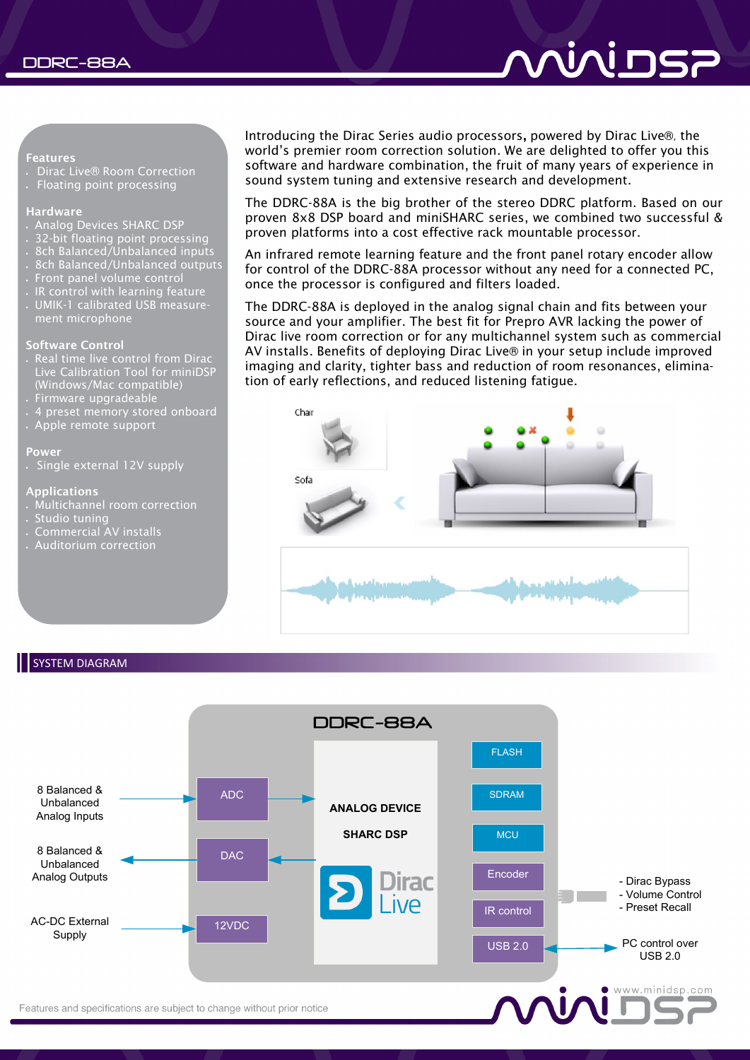# DDRC-88A

### Features
- Dirac Live® Room Correction
- Floating point processing

### Hardware
- Analog Devices SHARC DSP
- 32-bit floating point processing
- 8ch Balanced/Unbalanced inputs
- 8ch Balanced/Unbalanced outputs
- Front panel volume control
- IR control with learning feature
- UMIK-1 calibrated USB measurement microphone

### Software Control
- Real time live control from Dirac Live Calibration Tool for miniDSP (Windows/Mac compatible)
- Firmware upgradeable
- 4 preset memory stored onboard
- Apple remote support

### Power
- Single external 12V supply

### Applications
- Multichannel room correction
- Studio tuning
- Commercial AV installs
- Auditorium correction

Introducing the Dirac Series audio processors, powered by Dirac Live®, the world's premier room correction solution. We are delighted to offer you this software and hardware combination, the fruit of many years of experience in sound system tuning and extensive research and development.

The DDRC-88A is the big brother of the stereo DDRC platform. Based on our proven 8x8 DSP board and miniSHARC series, we combined two successful & proven platforms into a cost effective rack mountable processor.

An infrared remote learning feature and the front panel rotary encoder allow for control of the DDRC-88A processor without any need for a connected PC, once the processor is configured and filters loaded.

The DDRC-88A is deployed in the analog signal chain and fits between your source and your amplifier. The best fit for Prepro AVR lacking the power of Dirac live room correction or for any multichannel system such as commercial AV installs. Benefits of deploying Dirac Live® in your setup include improved imaging and clarity, tighter bass and reduction of room resonances, elimination of early reflections, and reduced listening fatigue.

Chair

Sofa

## SYSTEM DIAGRAM

DDRC-88A

- 8 Balanced & Unbalanced Analog Inputs → ADC → ANALOG DEVICE SHARC DSP (Dirac Live)
- ANALOG DEVICE SHARC DSP → DAC → 8 Balanced & Unbalanced Analog Outputs
- AC-DC External Supply → 12VDC
- FLASH
- SDRAM
- MCU
- Encoder
- IR control: - Dirac Bypass - Volume Control - Preset Recall
- USB 2.0 ↔ PC control over USB 2.0

Features and specifications are subject to change without prior notice

www.minidsp.com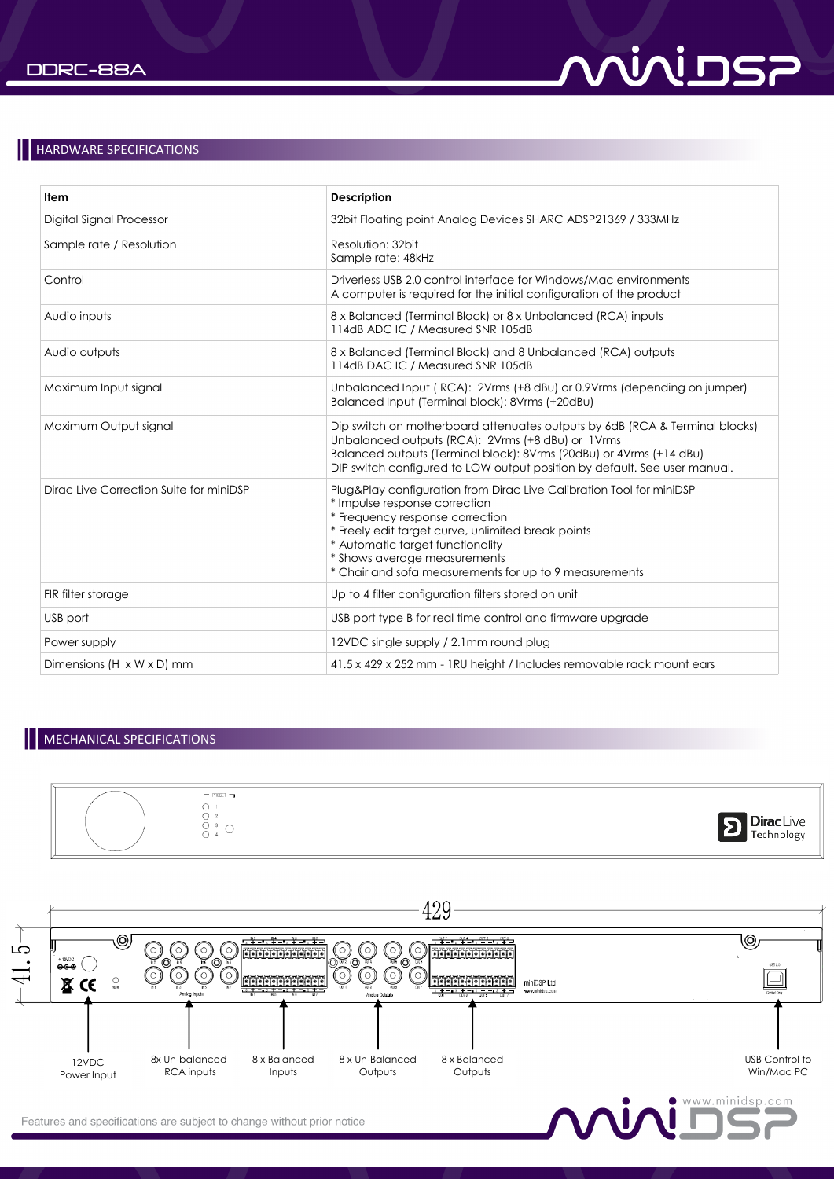## HARDWARE SPECIFICATIONS

| Item | Description |
|---|---|
| Digital Signal Processor | 32bit Floating point Analog Devices SHARC ADSP21369 / 333MHz |
| Sample rate / Resolution | Resolution: 32bit<br>Sample rate: 48kHz |
| Control | Driverless USB 2.0 control interface for Windows/Mac environments<br>A computer is required for the initial configuration of the product |
| Audio inputs | 8 x Balanced (Terminal Block) or 8 x Unbalanced (RCA) inputs<br>114dB ADC IC / Measured SNR 105dB |
| Audio outputs | 8 x Balanced (Terminal Block) and 8 Unbalanced (RCA) outputs<br>114dB DAC IC / Measured SNR 105dB |
| Maximum Input signal | Unbalanced Input ( RCA): 2Vrms (+8 dBu) or 0.9Vrms (depending on jumper)<br>Balanced Input (Terminal block): 8Vrms (+20dBu) |
| Maximum Output signal | Dip switch on motherboard attenuates outputs by 6dB (RCA & Terminal blocks)<br>Unbalanced outputs (RCA): 2Vrms (+8 dBu) or 1Vrms<br>Balanced outputs (Terminal block): 8Vrms (20dBu) or 4Vrms (+14 dBu)<br>DIP switch configured to LOW output position by default. See user manual. |
| Dirac Live Correction Suite for miniDSP | Plug&Play configuration from Dirac Live Calibration Tool for miniDSP<br>* Impulse response correction<br>* Frequency response correction<br>* Freely edit target curve, unlimited break points<br>* Automatic target functionality<br>* Shows average measurements<br>* Chair and sofa measurements for up to 9 measurements |
| FIR filter storage | Up to 4 filter configuration filters stored on unit |
| USB port | USB port type B for real time control and firmware upgrade |
| Power supply | 12VDC single supply / 2.1mm round plug |
| Dimensions (H x W x D) mm | 41.5 x 429 x 252 mm - 1RU height / Includes removable rack mount ears |

## MECHANICAL SPECIFICATIONS

429

41.5

12VDC Power Input

8x Un-balanced RCA inputs

8 x Balanced Inputs

8 x Un-Balanced Outputs

8 x Balanced Outputs

USB Control to Win/Mac PC

Features and specifications are subject to change without prior notice